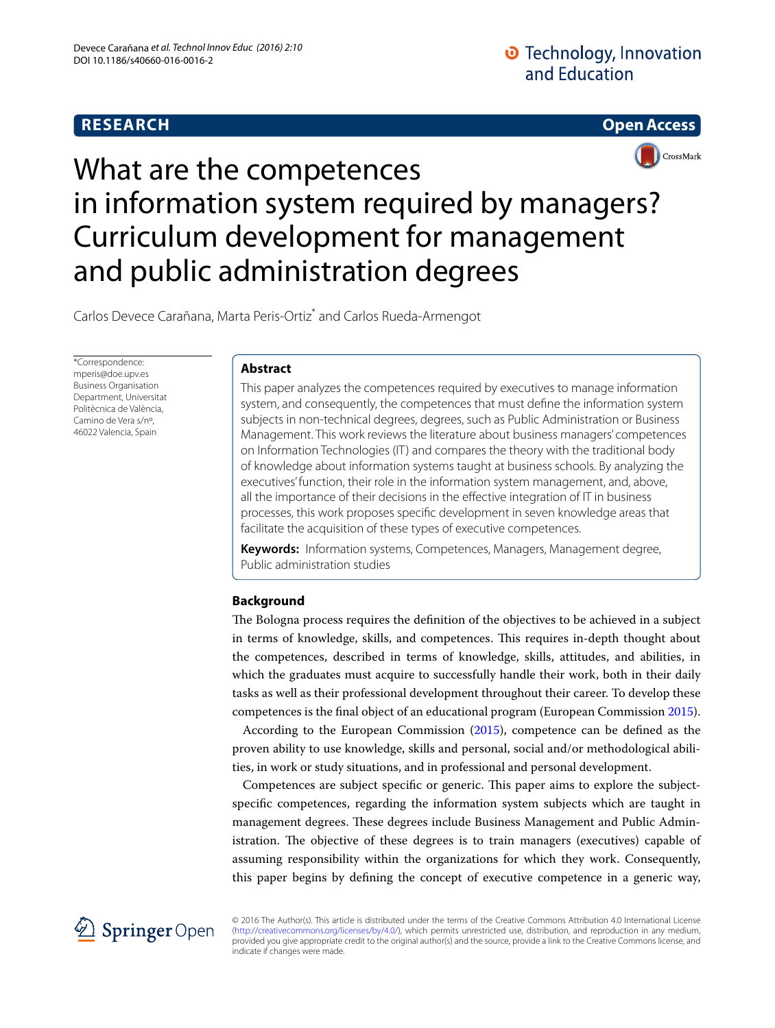**RESEARCH** **Open Access**

# What are the competences in information system required by managers? Curriculum development for management and public administration degrees

Carlos Devece Carañana, Marta Peris-Ortiz* and Carlos Rueda-Armengot

*Correspondence: mperis@doe.upv.es
Business Organisation Department, Universitat Politècnica de València, Camino de Vera s/nº, 46022 Valencia, Spain

## Abstract

This paper analyzes the competences required by executives to manage information system, and consequently, the competences that must define the information system subjects in non-technical degrees, degrees, such as Public Administration or Business Management. This work reviews the literature about business managers' competences on Information Technologies (IT) and compares the theory with the traditional body of knowledge about information systems taught at business schools. By analyzing the executives' function, their role in the information system management, and, above, all the importance of their decisions in the effective integration of IT in business processes, this work proposes specific development in seven knowledge areas that facilitate the acquisition of these types of executive competences.

**Keywords:** Information systems, Competences, Managers, Management degree, Public administration studies

## Background

The Bologna process requires the definition of the objectives to be achieved in a subject in terms of knowledge, skills, and competences. This requires in-depth thought about the competences, described in terms of knowledge, skills, attitudes, and abilities, in which the graduates must acquire to successfully handle their work, both in their daily tasks as well as their professional development throughout their career. To develop these competences is the final object of an educational program (European Commission 2015).

According to the European Commission (2015), competence can be defined as the proven ability to use knowledge, skills and personal, social and/or methodological abilities, in work or study situations, and in professional and personal development.

Competences are subject specific or generic. This paper aims to explore the subject-specific competences, regarding the information system subjects which are taught in management degrees. These degrees include Business Management and Public Administration. The objective of these degrees is to train managers (executives) capable of assuming responsibility within the organizations for which they work. Consequently, this paper begins by defining the concept of executive competence in a generic way,

© 2016 The Author(s). This article is distributed under the terms of the Creative Commons Attribution 4.0 International License (http://creativecommons.org/licenses/by/4.0/), which permits unrestricted use, distribution, and reproduction in any medium, provided you give appropriate credit to the original author(s) and the source, provide a link to the Creative Commons license, and indicate if changes were made.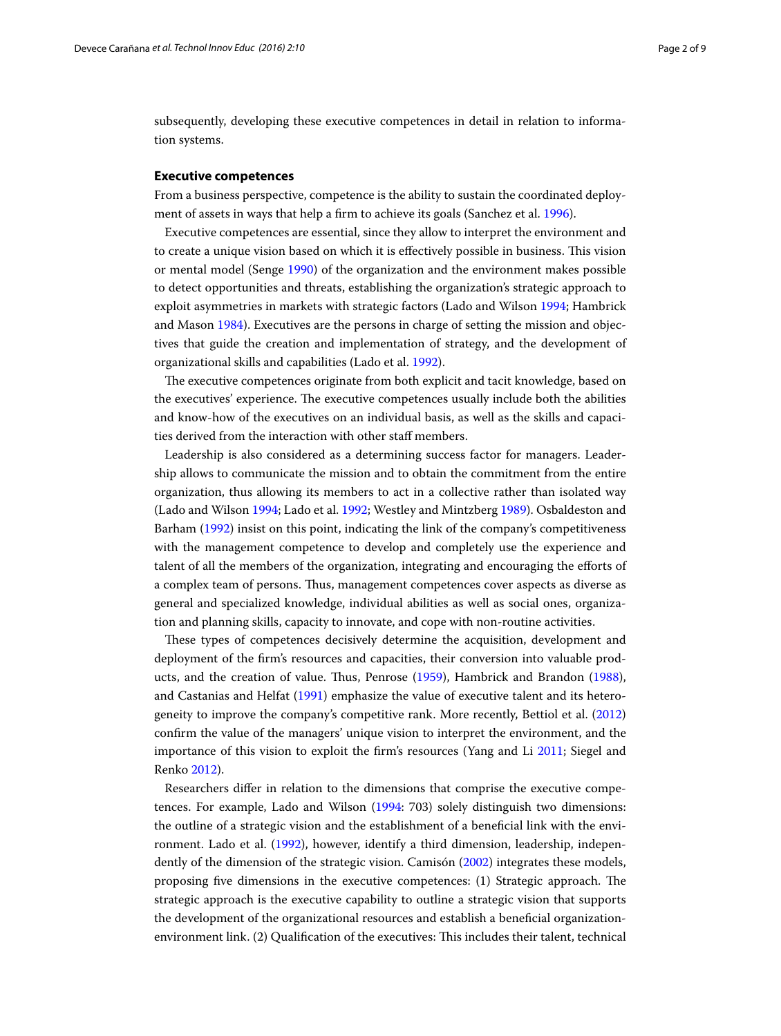subsequently, developing these executive competences in detail in relation to information systems.

### Executive competences

From a business perspective, competence is the ability to sustain the coordinated deployment of assets in ways that help a firm to achieve its goals (Sanchez et al. 1996).

Executive competences are essential, since they allow to interpret the environment and to create a unique vision based on which it is effectively possible in business. This vision or mental model (Senge 1990) of the organization and the environment makes possible to detect opportunities and threats, establishing the organization's strategic approach to exploit asymmetries in markets with strategic factors (Lado and Wilson 1994; Hambrick and Mason 1984). Executives are the persons in charge of setting the mission and objectives that guide the creation and implementation of strategy, and the development of organizational skills and capabilities (Lado et al. 1992).

The executive competences originate from both explicit and tacit knowledge, based on the executives' experience. The executive competences usually include both the abilities and know-how of the executives on an individual basis, as well as the skills and capacities derived from the interaction with other staff members.

Leadership is also considered as a determining success factor for managers. Leadership allows to communicate the mission and to obtain the commitment from the entire organization, thus allowing its members to act in a collective rather than isolated way (Lado and Wilson 1994; Lado et al. 1992; Westley and Mintzberg 1989). Osbaldeston and Barham (1992) insist on this point, indicating the link of the company's competitiveness with the management competence to develop and completely use the experience and talent of all the members of the organization, integrating and encouraging the efforts of a complex team of persons. Thus, management competences cover aspects as diverse as general and specialized knowledge, individual abilities as well as social ones, organization and planning skills, capacity to innovate, and cope with non-routine activities.

These types of competences decisively determine the acquisition, development and deployment of the firm's resources and capacities, their conversion into valuable products, and the creation of value. Thus, Penrose (1959), Hambrick and Brandon (1988), and Castanias and Helfat (1991) emphasize the value of executive talent and its heterogeneity to improve the company's competitive rank. More recently, Bettiol et al. (2012) confirm the value of the managers' unique vision to interpret the environment, and the importance of this vision to exploit the firm's resources (Yang and Li 2011; Siegel and Renko 2012).

Researchers differ in relation to the dimensions that comprise the executive competences. For example, Lado and Wilson (1994: 703) solely distinguish two dimensions: the outline of a strategic vision and the establishment of a beneficial link with the environment. Lado et al. (1992), however, identify a third dimension, leadership, independently of the dimension of the strategic vision. Camisón (2002) integrates these models, proposing five dimensions in the executive competences: (1) Strategic approach. The strategic approach is the executive capability to outline a strategic vision that supports the development of the organizational resources and establish a beneficial organization-environment link. (2) Qualification of the executives: This includes their talent, technical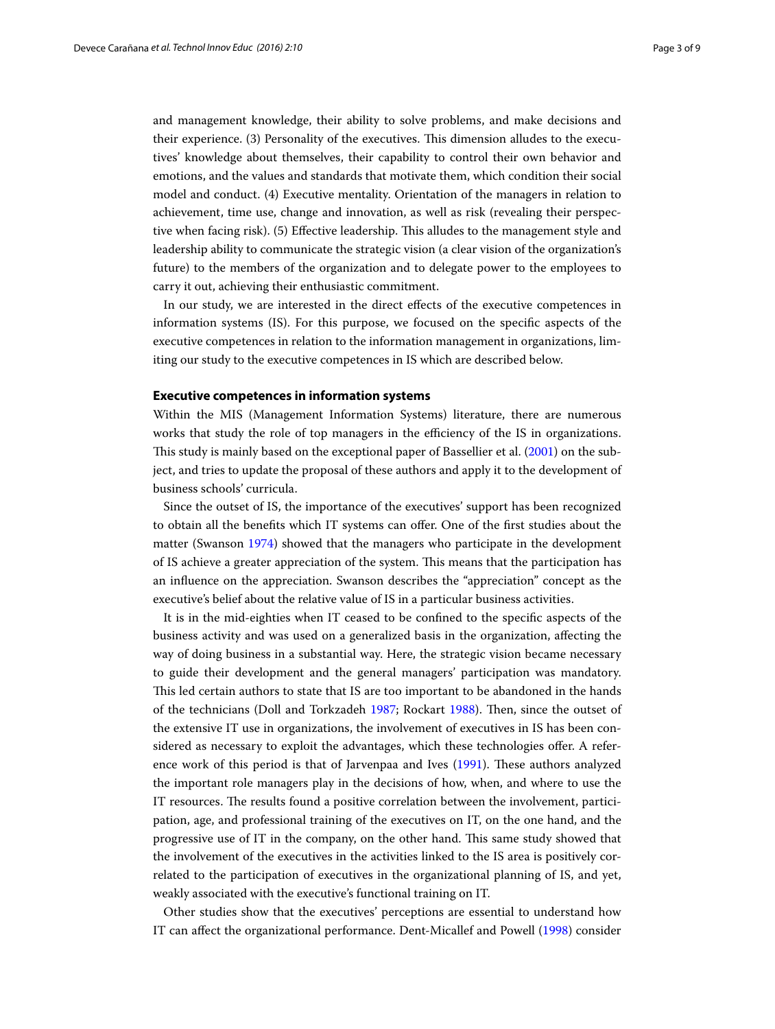and management knowledge, their ability to solve problems, and make decisions and their experience. (3) Personality of the executives. This dimension alludes to the executives' knowledge about themselves, their capability to control their own behavior and emotions, and the values and standards that motivate them, which condition their social model and conduct. (4) Executive mentality. Orientation of the managers in relation to achievement, time use, change and innovation, as well as risk (revealing their perspective when facing risk). (5) Effective leadership. This alludes to the management style and leadership ability to communicate the strategic vision (a clear vision of the organization's future) to the members of the organization and to delegate power to the employees to carry it out, achieving their enthusiastic commitment.

In our study, we are interested in the direct effects of the executive competences in information systems (IS). For this purpose, we focused on the specific aspects of the executive competences in relation to the information management in organizations, limiting our study to the executive competences in IS which are described below.

### Executive competences in information systems

Within the MIS (Management Information Systems) literature, there are numerous works that study the role of top managers in the efficiency of the IS in organizations. This study is mainly based on the exceptional paper of Bassellier et al. (2001) on the subject, and tries to update the proposal of these authors and apply it to the development of business schools' curricula.

Since the outset of IS, the importance of the executives' support has been recognized to obtain all the benefits which IT systems can offer. One of the first studies about the matter (Swanson 1974) showed that the managers who participate in the development of IS achieve a greater appreciation of the system. This means that the participation has an influence on the appreciation. Swanson describes the "appreciation" concept as the executive's belief about the relative value of IS in a particular business activities.

It is in the mid-eighties when IT ceased to be confined to the specific aspects of the business activity and was used on a generalized basis in the organization, affecting the way of doing business in a substantial way. Here, the strategic vision became necessary to guide their development and the general managers' participation was mandatory. This led certain authors to state that IS are too important to be abandoned in the hands of the technicians (Doll and Torkzadeh 1987; Rockart 1988). Then, since the outset of the extensive IT use in organizations, the involvement of executives in IS has been considered as necessary to exploit the advantages, which these technologies offer. A reference work of this period is that of Jarvenpaa and Ives (1991). These authors analyzed the important role managers play in the decisions of how, when, and where to use the IT resources. The results found a positive correlation between the involvement, participation, age, and professional training of the executives on IT, on the one hand, and the progressive use of IT in the company, on the other hand. This same study showed that the involvement of the executives in the activities linked to the IS area is positively correlated to the participation of executives in the organizational planning of IS, and yet, weakly associated with the executive's functional training on IT.

Other studies show that the executives' perceptions are essential to understand how IT can affect the organizational performance. Dent-Micallef and Powell (1998) consider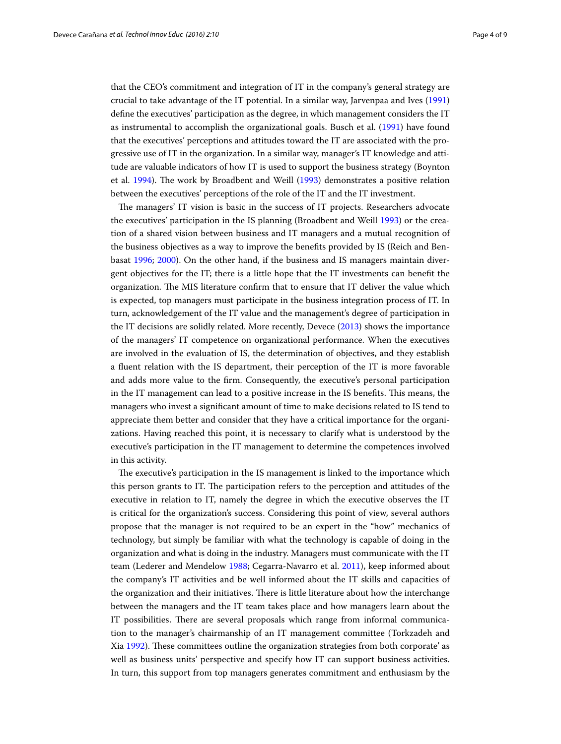that the CEO's commitment and integration of IT in the company's general strategy are crucial to take advantage of the IT potential. In a similar way, Jarvenpaa and Ives (1991) define the executives' participation as the degree, in which management considers the IT as instrumental to accomplish the organizational goals. Busch et al. (1991) have found that the executives' perceptions and attitudes toward the IT are associated with the progressive use of IT in the organization. In a similar way, manager's IT knowledge and attitude are valuable indicators of how IT is used to support the business strategy (Boynton et al. 1994). The work by Broadbent and Weill (1993) demonstrates a positive relation between the executives' perceptions of the role of the IT and the IT investment.

The managers' IT vision is basic in the success of IT projects. Researchers advocate the executives' participation in the IS planning (Broadbent and Weill 1993) or the creation of a shared vision between business and IT managers and a mutual recognition of the business objectives as a way to improve the benefits provided by IS (Reich and Benbasat 1996; 2000). On the other hand, if the business and IS managers maintain divergent objectives for the IT; there is a little hope that the IT investments can benefit the organization. The MIS literature confirm that to ensure that IT deliver the value which is expected, top managers must participate in the business integration process of IT. In turn, acknowledgement of the IT value and the management's degree of participation in the IT decisions are solidly related. More recently, Devece (2013) shows the importance of the managers' IT competence on organizational performance. When the executives are involved in the evaluation of IS, the determination of objectives, and they establish a fluent relation with the IS department, their perception of the IT is more favorable and adds more value to the firm. Consequently, the executive's personal participation in the IT management can lead to a positive increase in the IS benefits. This means, the managers who invest a significant amount of time to make decisions related to IS tend to appreciate them better and consider that they have a critical importance for the organizations. Having reached this point, it is necessary to clarify what is understood by the executive's participation in the IT management to determine the competences involved in this activity.

The executive's participation in the IS management is linked to the importance which this person grants to IT. The participation refers to the perception and attitudes of the executive in relation to IT, namely the degree in which the executive observes the IT is critical for the organization's success. Considering this point of view, several authors propose that the manager is not required to be an expert in the "how" mechanics of technology, but simply be familiar with what the technology is capable of doing in the organization and what is doing in the industry. Managers must communicate with the IT team (Lederer and Mendelow 1988; Cegarra-Navarro et al. 2011), keep informed about the company's IT activities and be well informed about the IT skills and capacities of the organization and their initiatives. There is little literature about how the interchange between the managers and the IT team takes place and how managers learn about the IT possibilities. There are several proposals which range from informal communication to the manager's chairmanship of an IT management committee (Torkzadeh and Xia 1992). These committees outline the organization strategies from both corporate' as well as business units' perspective and specify how IT can support business activities. In turn, this support from top managers generates commitment and enthusiasm by the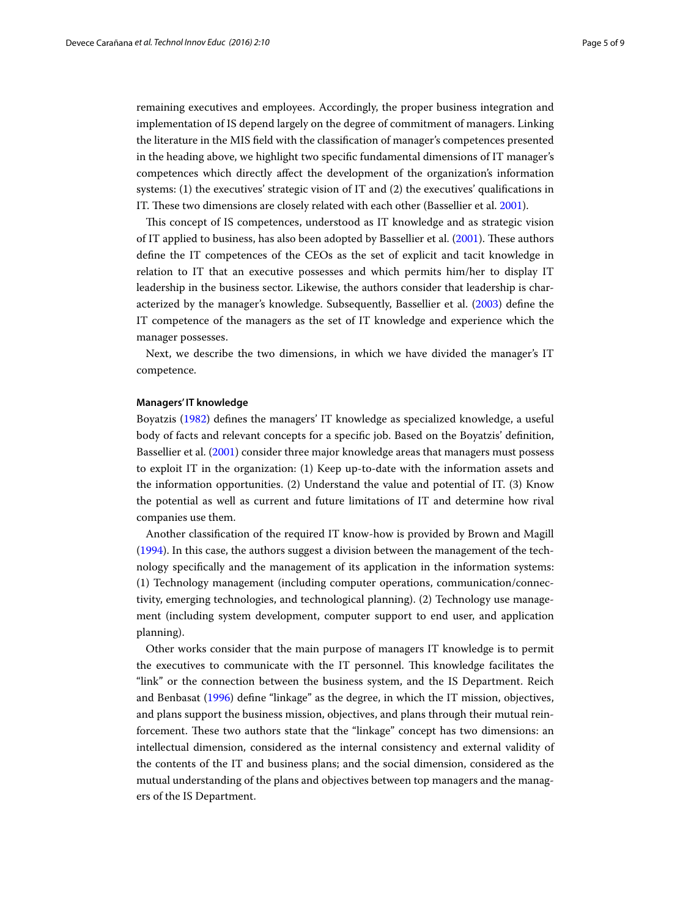remaining executives and employees. Accordingly, the proper business integration and implementation of IS depend largely on the degree of commitment of managers. Linking the literature in the MIS field with the classification of manager's competences presented in the heading above, we highlight two specific fundamental dimensions of IT manager's competences which directly affect the development of the organization's information systems: (1) the executives' strategic vision of IT and (2) the executives' qualifications in IT. These two dimensions are closely related with each other (Bassellier et al. 2001).

This concept of IS competences, understood as IT knowledge and as strategic vision of IT applied to business, has also been adopted by Bassellier et al. (2001). These authors define the IT competences of the CEOs as the set of explicit and tacit knowledge in relation to IT that an executive possesses and which permits him/her to display IT leadership in the business sector. Likewise, the authors consider that leadership is characterized by the manager's knowledge. Subsequently, Bassellier et al. (2003) define the IT competence of the managers as the set of IT knowledge and experience which the manager possesses.

Next, we describe the two dimensions, in which we have divided the manager's IT competence.

#### Managers' IT knowledge

Boyatzis (1982) defines the managers' IT knowledge as specialized knowledge, a useful body of facts and relevant concepts for a specific job. Based on the Boyatzis' definition, Bassellier et al. (2001) consider three major knowledge areas that managers must possess to exploit IT in the organization: (1) Keep up-to-date with the information assets and the information opportunities. (2) Understand the value and potential of IT. (3) Know the potential as well as current and future limitations of IT and determine how rival companies use them.

Another classification of the required IT know-how is provided by Brown and Magill (1994). In this case, the authors suggest a division between the management of the technology specifically and the management of its application in the information systems: (1) Technology management (including computer operations, communication/connectivity, emerging technologies, and technological planning). (2) Technology use management (including system development, computer support to end user, and application planning).

Other works consider that the main purpose of managers IT knowledge is to permit the executives to communicate with the IT personnel. This knowledge facilitates the "link" or the connection between the business system, and the IS Department. Reich and Benbasat (1996) define "linkage" as the degree, in which the IT mission, objectives, and plans support the business mission, objectives, and plans through their mutual reinforcement. These two authors state that the "linkage" concept has two dimensions: an intellectual dimension, considered as the internal consistency and external validity of the contents of the IT and business plans; and the social dimension, considered as the mutual understanding of the plans and objectives between top managers and the managers of the IS Department.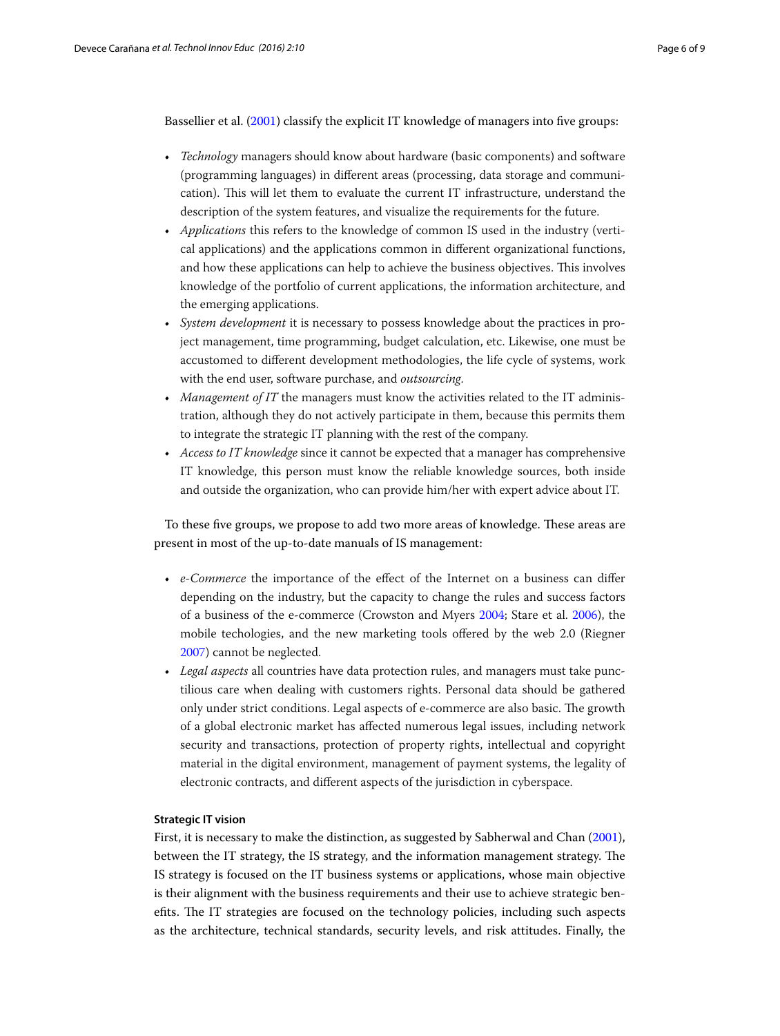Bassellier et al. (2001) classify the explicit IT knowledge of managers into five groups:

- *Technology* managers should know about hardware (basic components) and software (programming languages) in different areas (processing, data storage and communication). This will let them to evaluate the current IT infrastructure, understand the description of the system features, and visualize the requirements for the future.
- *Applications* this refers to the knowledge of common IS used in the industry (vertical applications) and the applications common in different organizational functions, and how these applications can help to achieve the business objectives. This involves knowledge of the portfolio of current applications, the information architecture, and the emerging applications.
- *System development* it is necessary to possess knowledge about the practices in project management, time programming, budget calculation, etc. Likewise, one must be accustomed to different development methodologies, the life cycle of systems, work with the end user, software purchase, and *outsourcing*.
- *Management of IT* the managers must know the activities related to the IT administration, although they do not actively participate in them, because this permits them to integrate the strategic IT planning with the rest of the company.
- *Access to IT knowledge* since it cannot be expected that a manager has comprehensive IT knowledge, this person must know the reliable knowledge sources, both inside and outside the organization, who can provide him/her with expert advice about IT.

To these five groups, we propose to add two more areas of knowledge. These areas are present in most of the up-to-date manuals of IS management:

- *e-Commerce* the importance of the effect of the Internet on a business can differ depending on the industry, but the capacity to change the rules and success factors of a business of the e-commerce (Crowston and Myers 2004; Stare et al. 2006), the mobile techologies, and the new marketing tools offered by the web 2.0 (Riegner 2007) cannot be neglected.
- *Legal aspects* all countries have data protection rules, and managers must take punctilious care when dealing with customers rights. Personal data should be gathered only under strict conditions. Legal aspects of e-commerce are also basic. The growth of a global electronic market has affected numerous legal issues, including network security and transactions, protection of property rights, intellectual and copyright material in the digital environment, management of payment systems, the legality of electronic contracts, and different aspects of the jurisdiction in cyberspace.

#### Strategic IT vision

First, it is necessary to make the distinction, as suggested by Sabherwal and Chan (2001), between the IT strategy, the IS strategy, and the information management strategy. The IS strategy is focused on the IT business systems or applications, whose main objective is their alignment with the business requirements and their use to achieve strategic benefits. The IT strategies are focused on the technology policies, including such aspects as the architecture, technical standards, security levels, and risk attitudes. Finally, the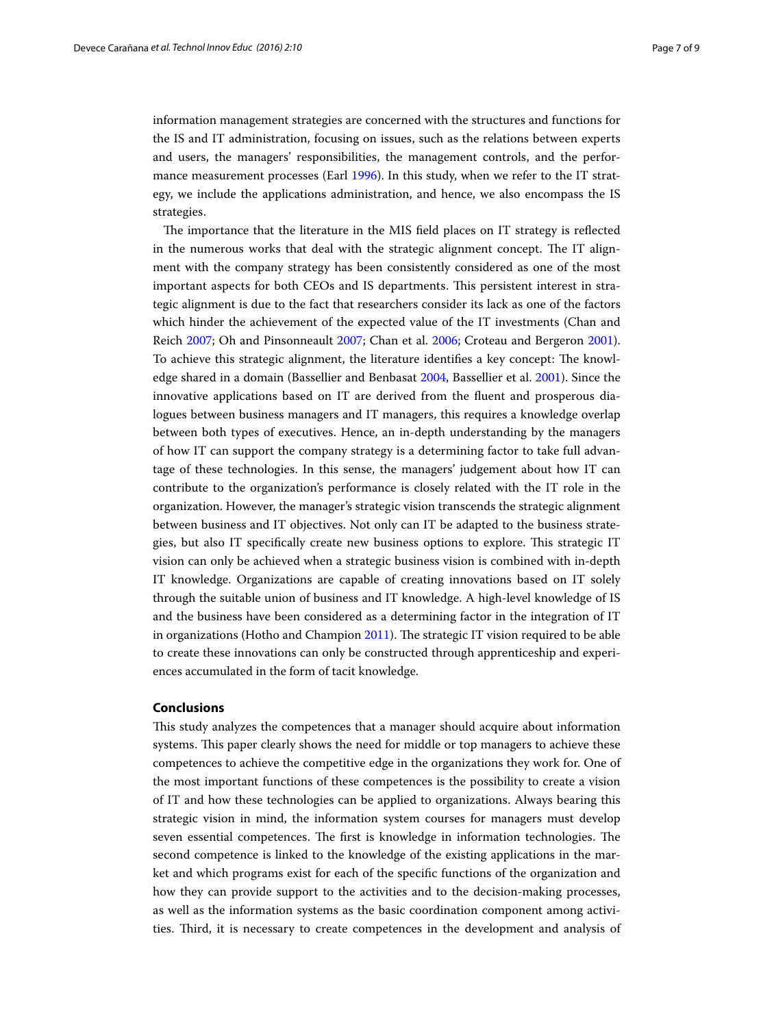information management strategies are concerned with the structures and functions for the IS and IT administration, focusing on issues, such as the relations between experts and users, the managers' responsibilities, the management controls, and the performance measurement processes (Earl 1996). In this study, when we refer to the IT strategy, we include the applications administration, and hence, we also encompass the IS strategies.

The importance that the literature in the MIS field places on IT strategy is reflected in the numerous works that deal with the strategic alignment concept. The IT alignment with the company strategy has been consistently considered as one of the most important aspects for both CEOs and IS departments. This persistent interest in strategic alignment is due to the fact that researchers consider its lack as one of the factors which hinder the achievement of the expected value of the IT investments (Chan and Reich 2007; Oh and Pinsonneault 2007; Chan et al. 2006; Croteau and Bergeron 2001). To achieve this strategic alignment, the literature identifies a key concept: The knowledge shared in a domain (Bassellier and Benbasat 2004, Bassellier et al. 2001). Since the innovative applications based on IT are derived from the fluent and prosperous dialogues between business managers and IT managers, this requires a knowledge overlap between both types of executives. Hence, an in-depth understanding by the managers of how IT can support the company strategy is a determining factor to take full advantage of these technologies. In this sense, the managers' judgement about how IT can contribute to the organization's performance is closely related with the IT role in the organization. However, the manager's strategic vision transcends the strategic alignment between business and IT objectives. Not only can IT be adapted to the business strategies, but also IT specifically create new business options to explore. This strategic IT vision can only be achieved when a strategic business vision is combined with in-depth IT knowledge. Organizations are capable of creating innovations based on IT solely through the suitable union of business and IT knowledge. A high-level knowledge of IS and the business have been considered as a determining factor in the integration of IT in organizations (Hotho and Champion 2011). The strategic IT vision required to be able to create these innovations can only be constructed through apprenticeship and experiences accumulated in the form of tacit knowledge.

## Conclusions

This study analyzes the competences that a manager should acquire about information systems. This paper clearly shows the need for middle or top managers to achieve these competences to achieve the competitive edge in the organizations they work for. One of the most important functions of these competences is the possibility to create a vision of IT and how these technologies can be applied to organizations. Always bearing this strategic vision in mind, the information system courses for managers must develop seven essential competences. The first is knowledge in information technologies. The second competence is linked to the knowledge of the existing applications in the market and which programs exist for each of the specific functions of the organization and how they can provide support to the activities and to the decision-making processes, as well as the information systems as the basic coordination component among activities. Third, it is necessary to create competences in the development and analysis of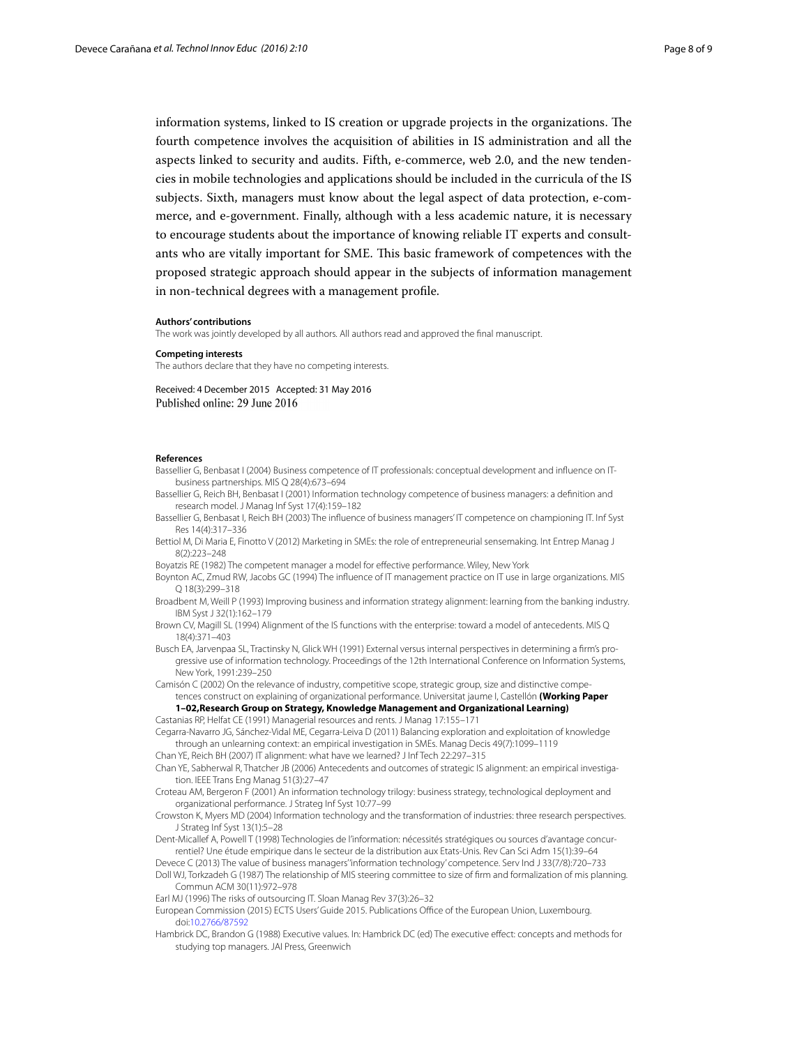information systems, linked to IS creation or upgrade projects in the organizations. The fourth competence involves the acquisition of abilities in IS administration and all the aspects linked to security and audits. Fifth, e-commerce, web 2.0, and the new tendencies in mobile technologies and applications should be included in the curricula of the IS subjects. Sixth, managers must know about the legal aspect of data protection, e-commerce, and e-government. Finally, although with a less academic nature, it is necessary to encourage students about the importance of knowing reliable IT experts and consultants who are vitally important for SME. This basic framework of competences with the proposed strategic approach should appear in the subjects of information management in non-technical degrees with a management profile.

**Authors' contributions**

The work was jointly developed by all authors. All authors read and approved the final manuscript.

**Competing interests**

The authors declare that they have no competing interests.

Received: 4 December 2015 Accepted: 31 May 2016
Published online: 29 June 2016

**References**

Bassellier G, Benbasat I (2004) Business competence of IT professionals: conceptual development and influence on IT-business partnerships. MIS Q 28(4):673–694

Bassellier G, Reich BH, Benbasat I (2001) Information technology competence of business managers: a definition and research model. J Manag Inf Syst 17(4):159–182

Bassellier G, Benbasat I, Reich BH (2003) The influence of business managers' IT competence on championing IT. Inf Syst Res 14(4):317–336

Bettiol M, Di Maria E, Finotto V (2012) Marketing in SMEs: the role of entrepreneurial sensemaking. Int Entrep Manag J 8(2):223–248

Boyatzis RE (1982) The competent manager a model for effective performance. Wiley, New York

Boynton AC, Zmud RW, Jacobs GC (1994) The influence of IT management practice on IT use in large organizations. MIS Q 18(3):299–318

Broadbent M, Weill P (1993) Improving business and information strategy alignment: learning from the banking industry. IBM Syst J 32(1):162–179

Brown CV, Magill SL (1994) Alignment of the IS functions with the enterprise: toward a model of antecedents. MIS Q 18(4):371–403

Busch EA, Jarvenpaa SL, Tractinsky N, Glick WH (1991) External versus internal perspectives in determining a firm's progressive use of information technology. Proceedings of the 12th International Conference on Information Systems, New York, 1991:239–250

Camisón C (2002) On the relevance of industry, competitive scope, strategic group, size and distinctive competences construct on explaining of organizational performance. Universitat jaume I, Castellón **(Working Paper 1–02,Research Group on Strategy, Knowledge Management and Organizational Learning)**

Castanias RP, Helfat CE (1991) Managerial resources and rents. J Manag 17:155–171

Cegarra-Navarro JG, Sánchez-Vidal ME, Cegarra-Leiva D (2011) Balancing exploration and exploitation of knowledge through an unlearning context: an empirical investigation in SMEs. Manag Decis 49(7):1099–1119

Chan YE, Reich BH (2007) IT alignment: what have we learned? J Inf Tech 22:297–315

Chan YE, Sabherwal R, Thatcher JB (2006) Antecedents and outcomes of strategic IS alignment: an empirical investigation. IEEE Trans Eng Manag 51(3):27–47

Croteau AM, Bergeron F (2001) An information technology trilogy: business strategy, technological deployment and organizational performance. J Strateg Inf Syst 10:77–99

Crowston K, Myers MD (2004) Information technology and the transformation of industries: three research perspectives. J Strateg Inf Syst 13(1):5–28

Dent-Micallef A, Powell T (1998) Technologies de l'information: nécessités stratégiques ou sources d'avantage concurrentiel? Une étude empirique dans le secteur de la distribution aux Etats-Unis. Rev Can Sci Adm 15(1):39–64

Devece C (2013) The value of business managers 'information technology' competence. Serv Ind J 33(7/8):720–733

Doll WJ, Torkzadeh G (1987) The relationship of MIS steering committee to size of firm and formalization of mis planning. Commun ACM 30(11):972–978

Earl MJ (1996) The risks of outsourcing IT. Sloan Manag Rev 37(3):26–32

European Commission (2015) ECTS Users' Guide 2015. Publications Office of the European Union, Luxembourg. doi:10.2766/87592

Hambrick DC, Brandon G (1988) Executive values. In: Hambrick DC (ed) The executive effect: concepts and methods for studying top managers. JAI Press, Greenwich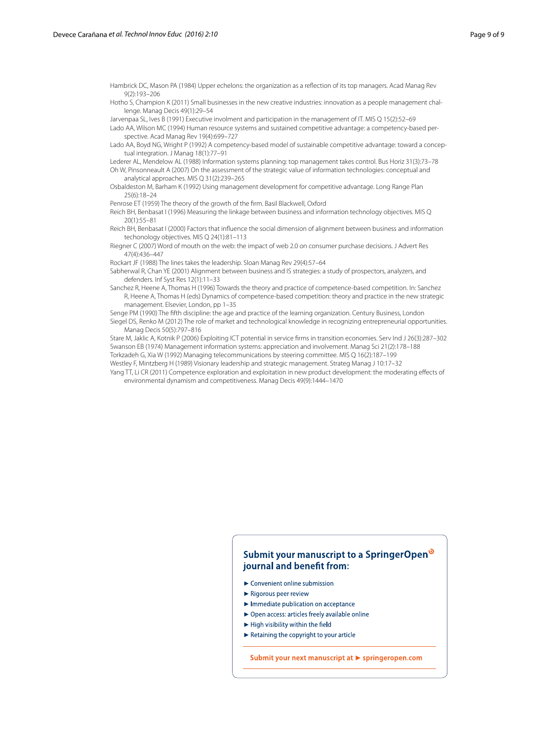Hambrick DC, Mason PA (1984) Upper echelons: the organization as a reflection of its top managers. Acad Manag Rev 9(2):193–206

Hotho S, Champion K (2011) Small businesses in the new creative industries: innovation as a people management challenge. Manag Decis 49(1):29–54

Jarvenpaa SL, Ives B (1991) Executive involvment and participation in the management of IT. MIS Q 15(2):52–69

Lado AA, Wilson MC (1994) Human resource systems and sustained competitive advantage: a competency-based perspective. Acad Manag Rev 19(4):699–727

Lado AA, Boyd NG, Wright P (1992) A competency-based model of sustainable competitive advantage: toward a conceptual integration. J Manag 18(1):77–91

Lederer AL, Mendelow AL (1988) Information systems planning: top management takes control. Bus Horiz 31(3):73–78

Oh W, Pinsonneault A (2007) On the assessment of the strategic value of information technologies: conceptual and analytical approaches. MIS Q 31(2):239–265

Osbaldeston M, Barham K (1992) Using management development for competitive advantage. Long Range Plan 25(6):18–24

Penrose ET (1959) The theory of the growth of the firm. Basil Blackwell, Oxford

Reich BH, Benbasat I (1996) Measuring the linkage between business and information technology objectives. MIS Q 20(1):55–81

Reich BH, Benbasat I (2000) Factors that influence the social dimension of alignment between business and information techonology objectives. MIS Q 24(1):81–113

Riegner C (2007) Word of mouth on the web: the impact of web 2.0 on consumer purchase decisions. J Advert Res 47(4):436–447

Rockart JF (1988) The lines takes the leadership. Sloan Manag Rev 29(4):57–64

Sabherwal R, Chan YE (2001) Alignment between business and IS strategies: a study of prospectors, analyzers, and defenders. Inf Syst Res 12(1):11–33

Sanchez R, Heene A, Thomas H (1996) Towards the theory and practice of competence-based competition. In: Sanchez R, Heene A, Thomas H (eds) Dynamics of competence-based competition: theory and practice in the new strategic management. Elsevier, London, pp 1–35

Senge PM (1990) The fifth discipline: the age and practice of the learning organization. Century Business, London

Siegel DS, Renko M (2012) The role of market and technological knowledge in recognizing entrepreneurial opportunities. Manag Decis 50(5):797–816

Stare M, Jaklic A, Kotnik P (2006) Exploiting ICT potential in service firms in transition economies. Serv Ind J 26(3):287–302

Swanson EB (1974) Management information systems: appreciation and involvement. Manag Sci 21(2):178–188

Torkzadeh G, Xia W (1992) Managing telecommunications by steering committee. MIS Q 16(2):187–199

Westley F, Mintzberg H (1989) Visionary leadership and strategic management. Strateg Manag J 10:17–32

Yang TT, Li CR (2011) Competence exploration and exploitation in new product development: the moderating effects of environmental dynamism and competitiveness. Manag Decis 49(9):1444–1470

**Submit your manuscript to a SpringerOpen journal and benefit from:**

- ► Convenient online submission
- ► Rigorous peer review
- ► Immediate publication on acceptance
- ► Open access: articles freely available online
- ► High visibility within the field
- ► Retaining the copyright to your article

**Submit your next manuscript at ► springeropen.com**